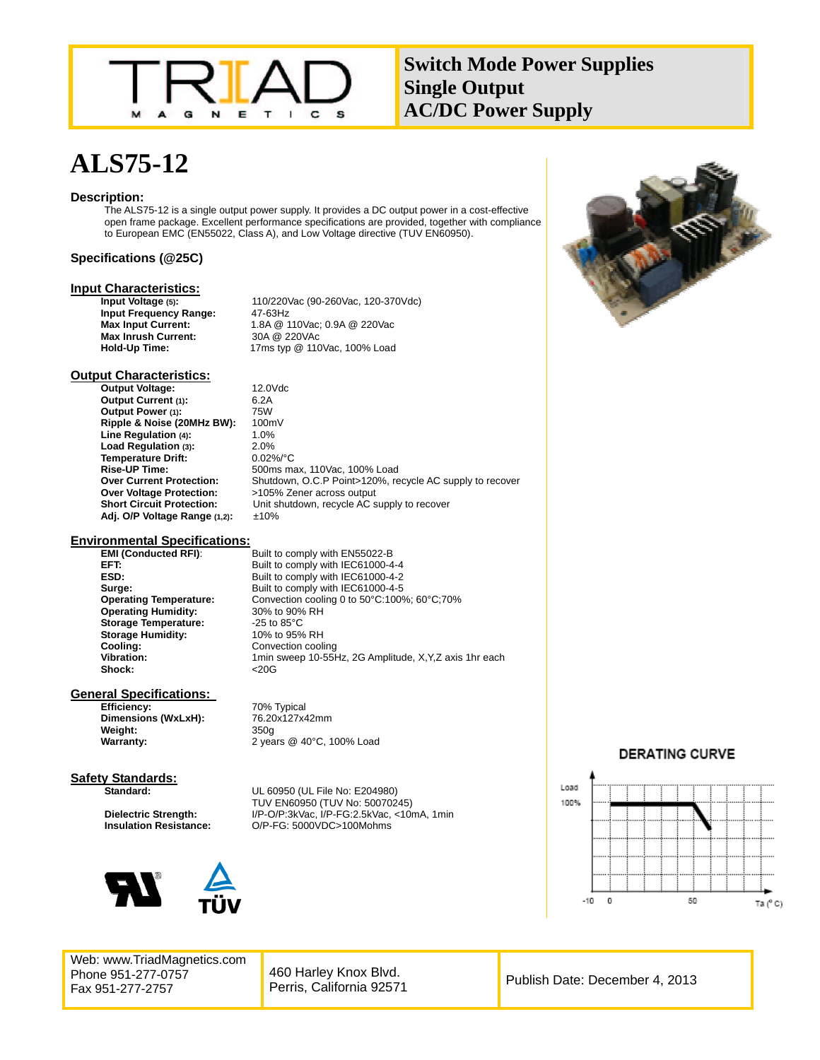# Switch Mode Power Supplies
# Single Output
# AC/DC Power Supply

# ALS75-12

### Description:

The ALS75-12 is a single output power supply. It provides a DC output power in a cost-effective open frame package. Excellent performance specifications are provided, together with compliance to European EMC (EN55022, Class A), and Low Voltage directive (TUV EN60950).

### Specifications (@25C)

### Input Characteristics:

| | |
|---|---|
| **Input Voltage (5):** | 110/220Vac (90-260Vac, 120-370Vdc) |
| **Input Frequency Range:** | 47-63Hz |
| **Max Input Current:** | 1.8A @ 110Vac; 0.9A @ 220Vac |
| **Max Inrush Current:** | 30A @ 220VAc |
| **Hold-Up Time:** | 17ms typ @ 110Vac, 100% Load |

### Output Characteristics:

| | |
|---|---|
| **Output Voltage:** | 12.0Vdc |
| **Output Current (1):** | 6.2A |
| **Output Power (1):** | 75W |
| **Ripple & Noise (20MHz BW):** | 100mV |
| **Line Regulation (4):** | 1.0% |
| **Load Regulation (3):** | 2.0% |
| **Temperature Drift:** | 0.02%/°C |
| **Rise-UP Time:** | 500ms max, 110Vac, 100% Load |
| **Over Current Protection:** | Shutdown, O.C.P Point>120%, recycle AC supply to recover |
| **Over Voltage Protection:** | >105% Zener across output |
| **Short Circuit Protection:** | Unit shutdown, recycle AC supply to recover |
| **Adj. O/P Voltage Range (1,2):** | ±10% |

### Environmental Specifications:

| | |
|---|---|
| **EMI (Conducted RFI):** | Built to comply with EN55022-B |
| **EFT:** | Built to comply with IEC61000-4-4 |
| **ESD:** | Built to comply with IEC61000-4-2 |
| **Surge:** | Built to comply with IEC61000-4-5 |
| **Operating Temperature:** | Convection cooling 0 to 50°C:100%; 60°C;70% |
| **Operating Humidity:** | 30% to 90% RH |
| **Storage Temperature:** | -25 to 85°C |
| **Storage Humidity:** | 10% to 95% RH |
| **Cooling:** | Convection cooling |
| **Vibration:** | 1min sweep 10-55Hz, 2G Amplitude, X,Y,Z axis 1hr each |
| **Shock:** | <20G |

### General Specifications:

| | |
|---|---|
| **Efficiency:** | 70% Typical |
| **Dimensions (WxLxH):** | 76.20x127x42mm |
| **Weight:** | 350g |
| **Warranty:** | 2 years @ 40°C, 100% Load |

### Safety Standards:

| | |
|---|---|
| **Standard:** | UL 60950 (UL File No: E204980)<br>TUV EN60950 (TUV No: 50070245) |
| **Dielectric Strength:** | I/P-O/P:3kVac, I/P-FG:2.5kVac, <10mA, 1min |
| **Insulation Resistance:** | O/P-FG: 5000VDC>100Mohms |

DERATING CURVE

Load 100%

-10 0 50 Ta (°C)

Web: www.TriadMagnetics.com
Phone 951-277-0757
Fax 951-277-2757

460 Harley Knox Blvd.
Perris, California 92571

Publish Date: December 4, 2013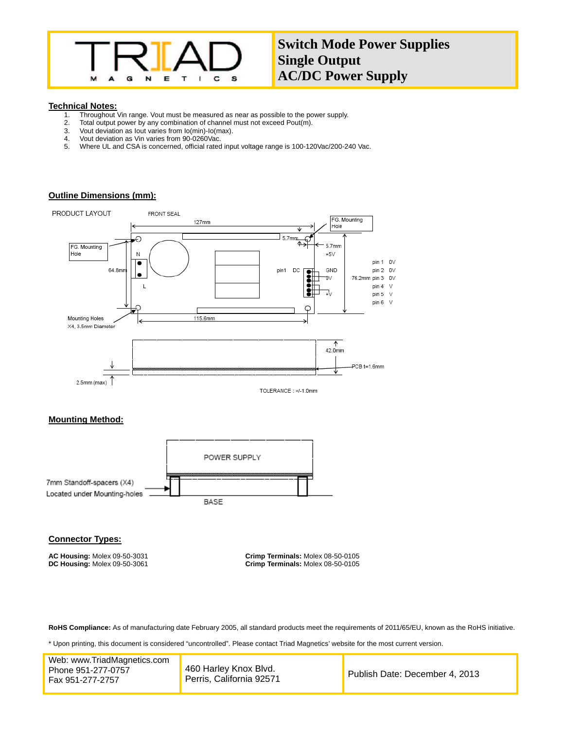# Switch Mode Power Supplies
# Single Output
# AC/DC Power Supply

## Technical Notes:

1. Throughout Vin range. Vout must be measured as near as possible to the power supply.
2. Total output power by any combination of channel must not exceed Pout(m).
3. Vout deviation as Iout varies from Io(min)-Io(max).
4. Vout deviation as Vin varies from 90-0260Vac.
5. Where UL and CSA is concerned, official rated input voltage range is 100-120Vac/200-240 Vac.

## Outline Dimensions (mm):

PRODUCT LAYOUT

FRONT SEAL

127mm

5.7mm

FG. Mounting Hole

FG. Mounting Hole

5.7mm

+5V

N

L

64.8mm

pin1

DC

GND

0V

+V

76.2mm

pin 1 0V
pin 2 0V
pin 3 0V
pin 4 V
pin 5 V
pin 6 V

Mounting Holes
X4, 3.5mm Diameter

115.6mm

42.0mm

PCB t=1.6mm

2.5mm (max)

TOLERANCE : +/-1.0mm

## Mounting Method:

POWER SUPPLY

7mm Standoff-spacers (X4)
Located under Mounting-holes

BASE

## Connector Types:

**AC Housing:** Molex 09-50-3031
**DC Housing:** Molex 09-50-3061

**Crimp Terminals:** Molex 08-50-0105
**Crimp Terminals:** Molex 08-50-0105

**RoHS Compliance:** As of manufacturing date February 2005, all standard products meet the requirements of 2011/65/EU, known as the RoHS initiative.

* Upon printing, this document is considered "uncontrolled". Please contact Triad Magnetics' website for the most current version.

| | | |
|---|---|---|
| Web: www.TriadMagnetics.com<br>Phone 951-277-0757<br>Fax 951-277-2757 | 460 Harley Knox Blvd.<br>Perris, California 92571 | Publish Date: December 4, 2013 |